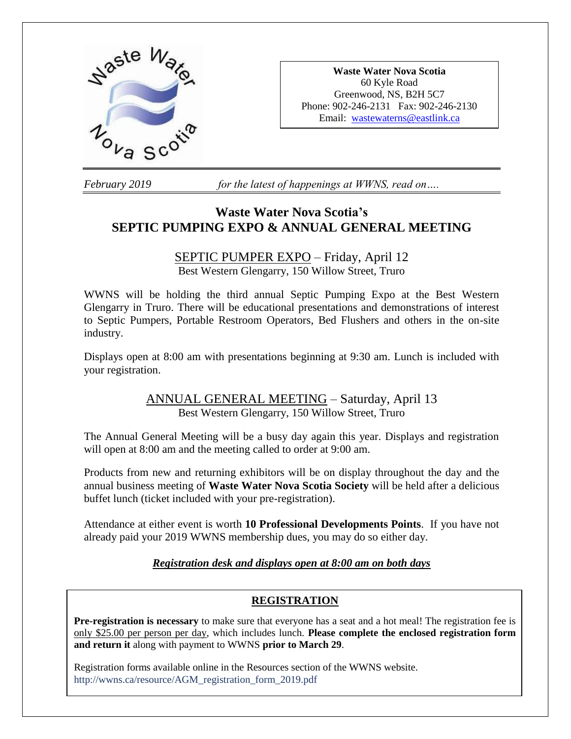**Waste Water Nova Scotia**
60 Kyle Road
Greenwood, NS, B2H 5C7
Phone: 902-246-2131 Fax: 902-246-2130
Email: wastewaterns@eastlink.ca

*February 2019* *for the latest of happenings at WWNS, read on….*

# Waste Water Nova Scotia's SEPTIC PUMPING EXPO & ANNUAL GENERAL MEETING

## SEPTIC PUMPER EXPO – Friday, April 12

Best Western Glengarry, 150 Willow Street, Truro

WWNS will be holding the third annual Septic Pumping Expo at the Best Western Glengarry in Truro. There will be educational presentations and demonstrations of interest to Septic Pumpers, Portable Restroom Operators, Bed Flushers and others in the on-site industry.

Displays open at 8:00 am with presentations beginning at 9:30 am. Lunch is included with your registration.

## ANNUAL GENERAL MEETING – Saturday, April 13

Best Western Glengarry, 150 Willow Street, Truro

The Annual General Meeting will be a busy day again this year. Displays and registration will open at 8:00 am and the meeting called to order at 9:00 am.

Products from new and returning exhibitors will be on display throughout the day and the annual business meeting of **Waste Water Nova Scotia Society** will be held after a delicious buffet lunch (ticket included with your pre-registration).

Attendance at either event is worth **10 Professional Developments Points**. If you have not already paid your 2019 WWNS membership dues, you may do so either day.

***Registration desk and displays open at 8:00 am on both days***

## REGISTRATION

**Pre-registration is necessary** to make sure that everyone has a seat and a hot meal! The registration fee is only $25.00 per person per day, which includes lunch. **Please complete the enclosed registration form and return it** along with payment to WWNS **prior to March 29**.

Registration forms available online in the Resources section of the WWNS website.
http://wwns.ca/resource/AGM_registration_form_2019.pdf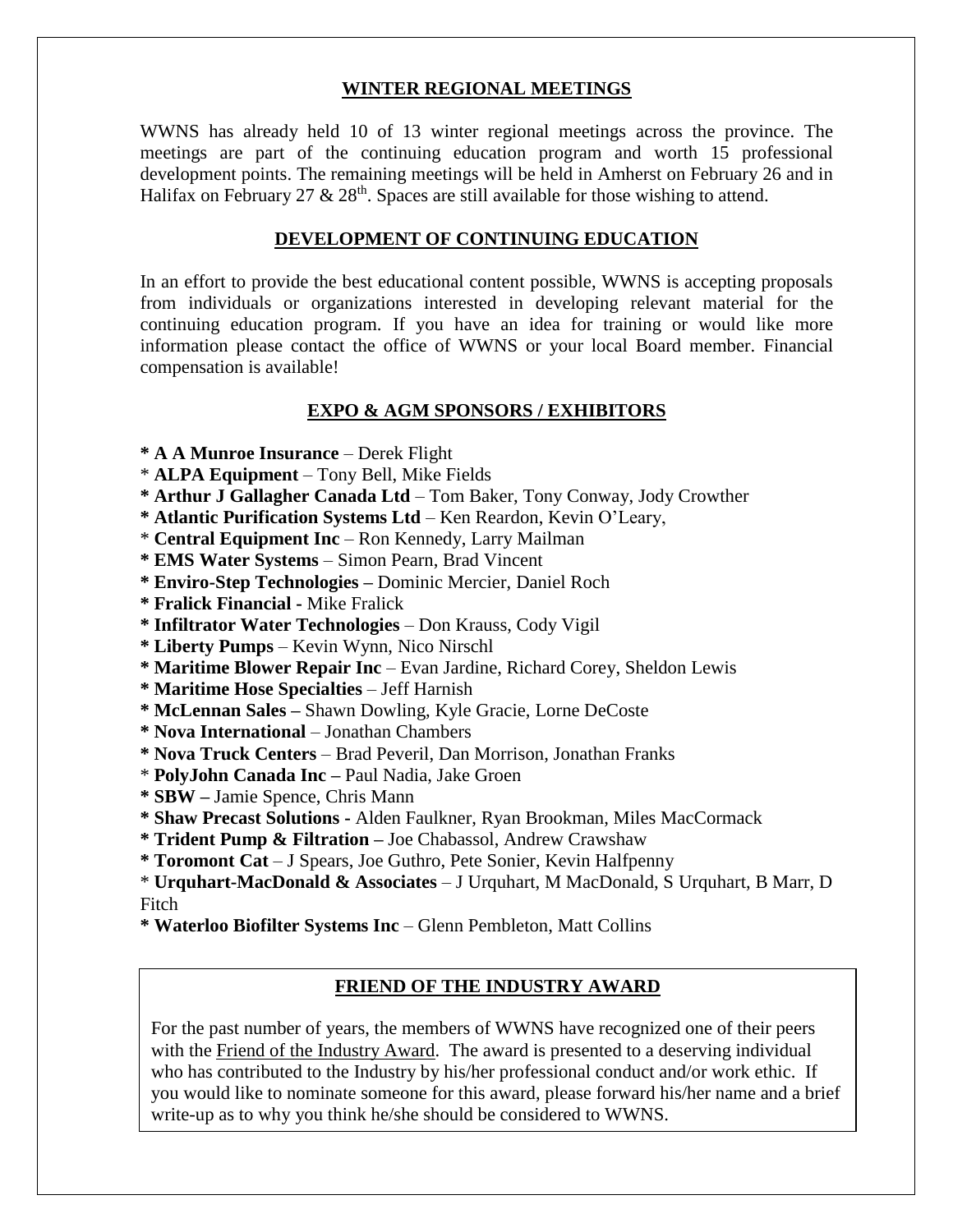## WINTER REGIONAL MEETINGS

WWNS has already held 10 of 13 winter regional meetings across the province. The meetings are part of the continuing education program and worth 15 professional development points. The remaining meetings will be held in Amherst on February 26 and in Halifax on February 27 & 28th. Spaces are still available for those wishing to attend.

## DEVELOPMENT OF CONTINUING EDUCATION

In an effort to provide the best educational content possible, WWNS is accepting proposals from individuals or organizations interested in developing relevant material for the continuing education program. If you have an idea for training or would like more information please contact the office of WWNS or your local Board member. Financial compensation is available!

## EXPO & AGM SPONSORS / EXHIBITORS

**\* A A Munroe Insurance** – Derek Flight
\* **ALPA Equipment** – Tony Bell, Mike Fields
**\* Arthur J Gallagher Canada Ltd** – Tom Baker, Tony Conway, Jody Crowther
**\* Atlantic Purification Systems Ltd** – Ken Reardon, Kevin O'Leary,
\* **Central Equipment Inc** – Ron Kennedy, Larry Mailman
**\* EMS Water Systems** – Simon Pearn, Brad Vincent
**\* Enviro-Step Technologies –** Dominic Mercier, Daniel Roch
**\* Fralick Financial -** Mike Fralick
**\* Infiltrator Water Technologies** – Don Krauss, Cody Vigil
**\* Liberty Pumps** – Kevin Wynn, Nico Nirschl
**\* Maritime Blower Repair Inc** – Evan Jardine, Richard Corey, Sheldon Lewis
**\* Maritime Hose Specialties** – Jeff Harnish
**\* McLennan Sales –** Shawn Dowling, Kyle Gracie, Lorne DeCoste
**\* Nova International** – Jonathan Chambers
**\* Nova Truck Centers** – Brad Peveril, Dan Morrison, Jonathan Franks
\* **PolyJohn Canada Inc –** Paul Nadia, Jake Groen
**\* SBW –** Jamie Spence, Chris Mann
**\* Shaw Precast Solutions -** Alden Faulkner, Ryan Brookman, Miles MacCormack
**\* Trident Pump & Filtration –** Joe Chabassol, Andrew Crawshaw
**\* Toromont Cat** – J Spears, Joe Guthro, Pete Sonier, Kevin Halfpenny
\* **Urquhart-MacDonald & Associates** – J Urquhart, M MacDonald, S Urquhart, B Marr, D Fitch
**\* Waterloo Biofilter Systems Inc** – Glenn Pembleton, Matt Collins

## FRIEND OF THE INDUSTRY AWARD

For the past number of years, the members of WWNS have recognized one of their peers with the Friend of the Industry Award. The award is presented to a deserving individual who has contributed to the Industry by his/her professional conduct and/or work ethic. If you would like to nominate someone for this award, please forward his/her name and a brief write-up as to why you think he/she should be considered to WWNS.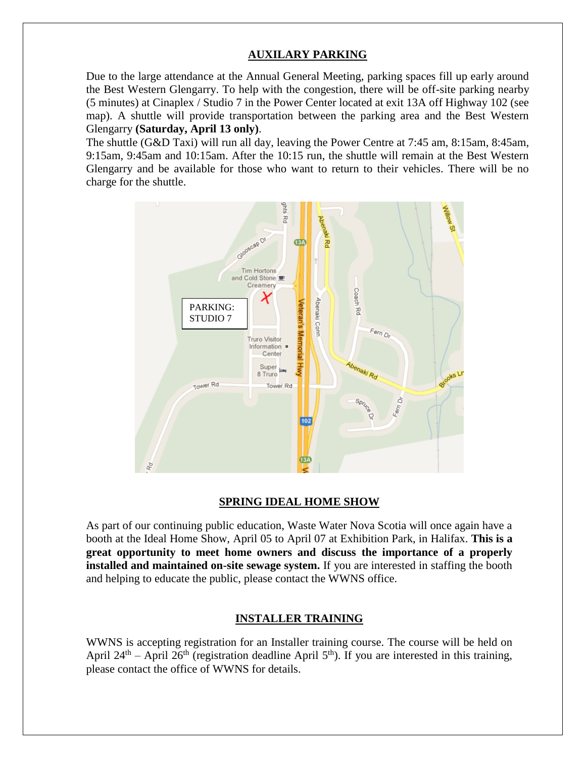## AUXILARY PARKING

Due to the large attendance at the Annual General Meeting, parking spaces fill up early around the Best Western Glengarry. To help with the congestion, there will be off-site parking nearby (5 minutes) at Cinaplex / Studio 7 in the Power Center located at exit 13A off Highway 102 (see map). A shuttle will provide transportation between the parking area and the Best Western Glengarry **(Saturday, April 13 only)**.

The shuttle (G&D Taxi) will run all day, leaving the Power Centre at 7:45 am, 8:15am, 8:45am, 9:15am, 9:45am and 10:15am. After the 10:15 run, the shuttle will remain at the Best Western Glengarry and be available for those who want to return to their vehicles. There will be no charge for the shuttle.

PARKING: STUDIO 7

## SPRING IDEAL HOME SHOW

As part of our continuing public education, Waste Water Nova Scotia will once again have a booth at the Ideal Home Show, April 05 to April 07 at Exhibition Park, in Halifax. **This is a great opportunity to meet home owners and discuss the importance of a properly installed and maintained on-site sewage system.** If you are interested in staffing the booth and helping to educate the public, please contact the WWNS office.

## INSTALLER TRAINING

WWNS is accepting registration for an Installer training course. The course will be held on April 24th – April 26th (registration deadline April 5th). If you are interested in this training, please contact the office of WWNS for details.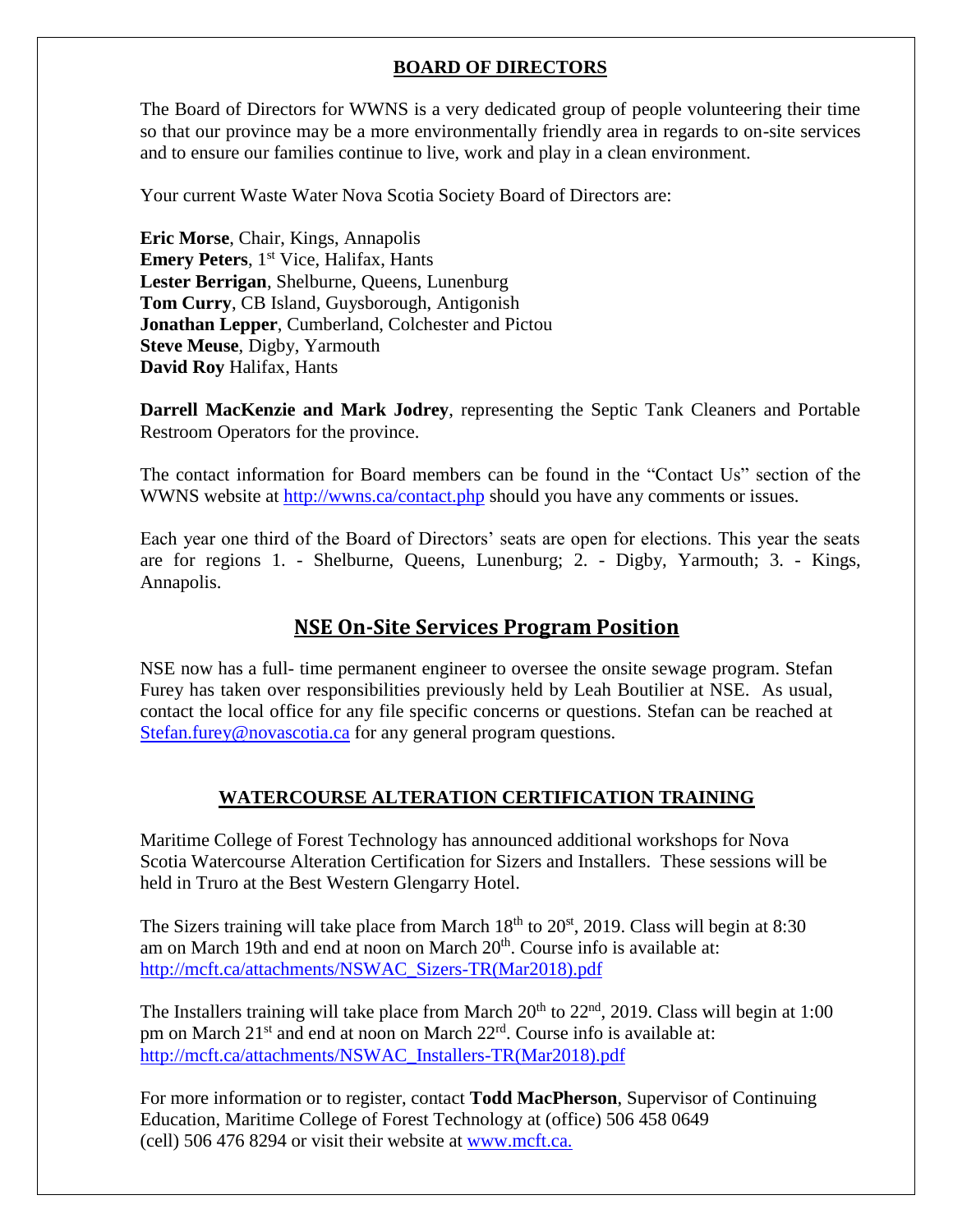## BOARD OF DIRECTORS

The Board of Directors for WWNS is a very dedicated group of people volunteering their time so that our province may be a more environmentally friendly area in regards to on-site services and to ensure our families continue to live, work and play in a clean environment.

Your current Waste Water Nova Scotia Society Board of Directors are:

**Eric Morse**, Chair, Kings, Annapolis
**Emery Peters**, 1st Vice, Halifax, Hants
**Lester Berrigan**, Shelburne, Queens, Lunenburg
**Tom Curry**, CB Island, Guysborough, Antigonish
**Jonathan Lepper**, Cumberland, Colchester and Pictou
**Steve Meuse**, Digby, Yarmouth
**David Roy** Halifax, Hants

**Darrell MacKenzie and Mark Jodrey**, representing the Septic Tank Cleaners and Portable Restroom Operators for the province.

The contact information for Board members can be found in the "Contact Us" section of the WWNS website at http://wwns.ca/contact.php should you have any comments or issues.

Each year one third of the Board of Directors' seats are open for elections. This year the seats are for regions 1. - Shelburne, Queens, Lunenburg; 2. - Digby, Yarmouth; 3. - Kings, Annapolis.

## NSE On-Site Services Program Position

NSE now has a full- time permanent engineer to oversee the onsite sewage program. Stefan Furey has taken over responsibilities previously held by Leah Boutilier at NSE. As usual, contact the local office for any file specific concerns or questions. Stefan can be reached at Stefan.furey@novascotia.ca for any general program questions.

## WATERCOURSE ALTERATION CERTIFICATION TRAINING

Maritime College of Forest Technology has announced additional workshops for Nova Scotia Watercourse Alteration Certification for Sizers and Installers. These sessions will be held in Truro at the Best Western Glengarry Hotel.

The Sizers training will take place from March 18th to 20st, 2019. Class will begin at 8:30 am on March 19th and end at noon on March 20th. Course info is available at: http://mcft.ca/attachments/NSWAC_Sizers-TR(Mar2018).pdf

The Installers training will take place from March 20th to 22nd, 2019. Class will begin at 1:00 pm on March 21st and end at noon on March 22rd. Course info is available at: http://mcft.ca/attachments/NSWAC_Installers-TR(Mar2018).pdf

For more information or to register, contact **Todd MacPherson**, Supervisor of Continuing Education, Maritime College of Forest Technology at (office) 506 458 0649 (cell) 506 476 8294 or visit their website at www.mcft.ca.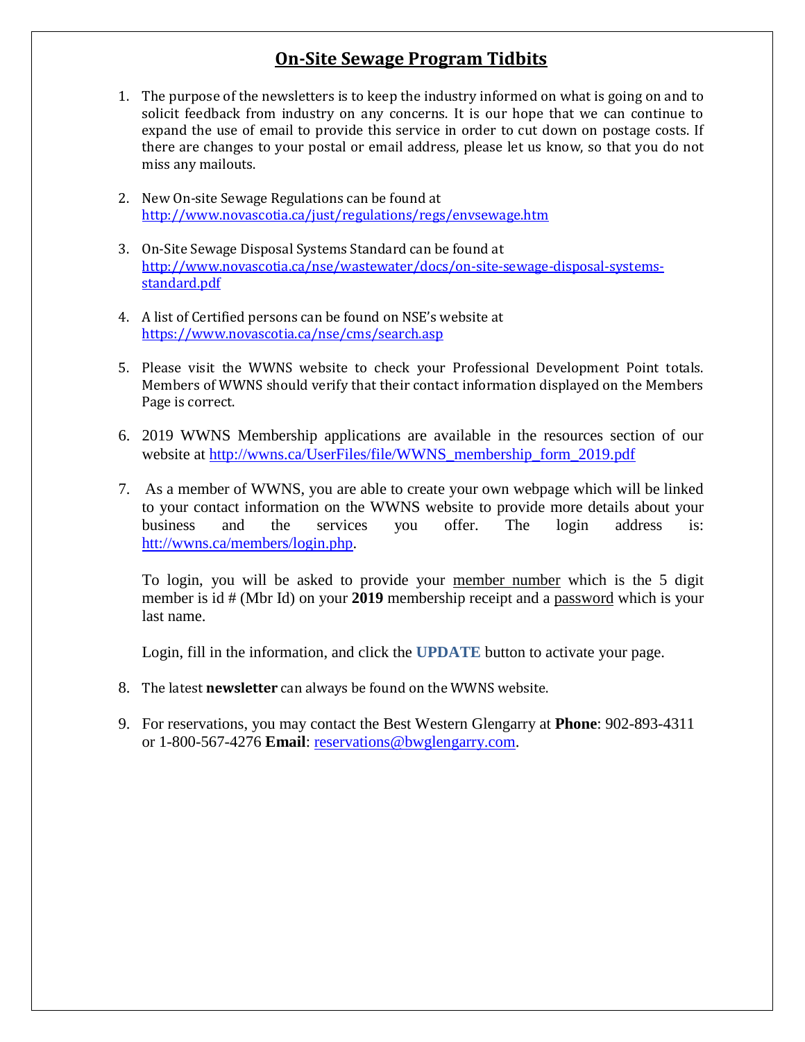## On-Site Sewage Program Tidbits

1. The purpose of the newsletters is to keep the industry informed on what is going on and to solicit feedback from industry on any concerns. It is our hope that we can continue to expand the use of email to provide this service in order to cut down on postage costs. If there are changes to your postal or email address, please let us know, so that you do not miss any mailouts.

2. New On-site Sewage Regulations can be found at http://www.novascotia.ca/just/regulations/regs/envsewage.htm

3. On-Site Sewage Disposal Systems Standard can be found at http://www.novascotia.ca/nse/wastewater/docs/on-site-sewage-disposal-systems-standard.pdf

4. A list of Certified persons can be found on NSE's website at https://www.novascotia.ca/nse/cms/search.asp

5. Please visit the WWNS website to check your Professional Development Point totals. Members of WWNS should verify that their contact information displayed on the Members Page is correct.

6. 2019 WWNS Membership applications are available in the resources section of our website at http://wwns.ca/UserFiles/file/WWNS_membership_form_2019.pdf

7. As a member of WWNS, you are able to create your own webpage which will be linked to your contact information on the WWNS website to provide more details about your business and the services you offer. The login address is: htt://wwns.ca/members/login.php.

   To login, you will be asked to provide your member number which is the 5 digit member is id # (Mbr Id) on your **2019** membership receipt and a password which is your last name.

   Login, fill in the information, and click the **UPDATE** button to activate your page.

8. The latest **newsletter** can always be found on the WWNS website.

9. For reservations, you may contact the Best Western Glengarry at **Phone**: 902-893-4311 or 1-800-567-4276 **Email**: reservations@bwglengarry.com.